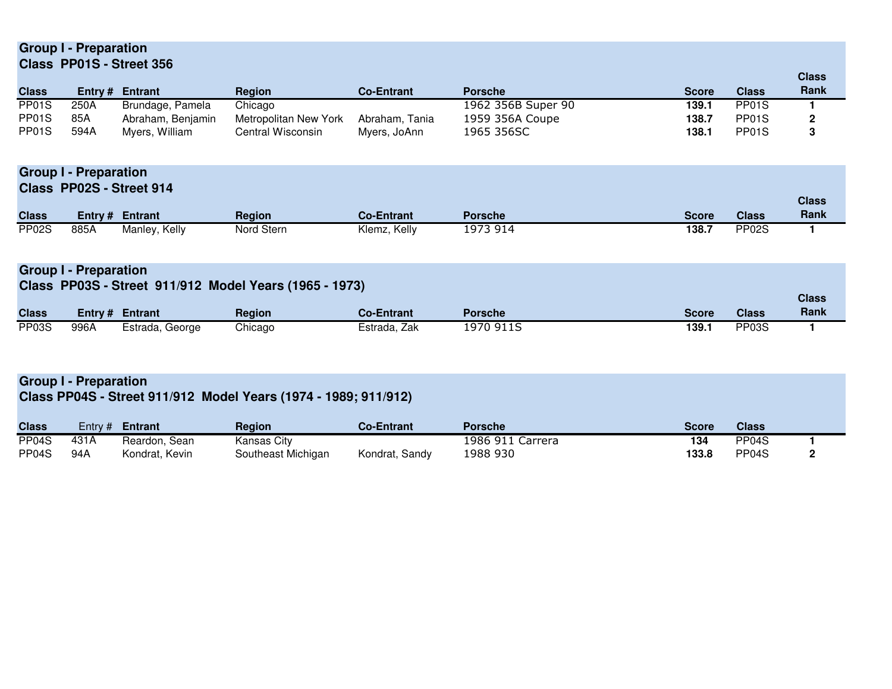## Group I - Preparation
### Class PP01S - Street 356

| Class | Entry # | Entrant | Region | Co-Entrant | Porsche | Score | Class | Class Rank |
|---|---|---|---|---|---|---|---|---|
| PP01S | 250A | Brundage, Pamela | Chicago | | 1962 356B Super 90 | **139.1** | PP01S | **1** |
| PP01S | 85A | Abraham, Benjamin | Metropolitan New York | Abraham, Tania | 1959 356A Coupe | **138.7** | PP01S | **2** |
| PP01S | 594A | Myers, William | Central Wisconsin | Myers, JoAnn | 1965 356SC | **138.1** | PP01S | **3** |

## Group I - Preparation
### Class PP02S - Street 914

| Class | Entry # | Entrant | Region | Co-Entrant | Porsche | Score | Class | Class Rank |
|---|---|---|---|---|---|---|---|---|
| PP02S | 885A | Manley, Kelly | Nord Stern | Klemz, Kelly | 1973 914 | **138.7** | PP02S | **1** |

## Group I - Preparation
### Class PP03S - Street 911/912 Model Years (1965 - 1973)

| Class | Entry # | Entrant | Region | Co-Entrant | Porsche | Score | Class | Class Rank |
|---|---|---|---|---|---|---|---|---|
| PP03S | 996A | Estrada, George | Chicago | Estrada, Zak | 1970 911S | **139.1** | PP03S | **1** |

## Group I - Preparation
### Class PP04S - Street 911/912 Model Years (1974 - 1989; 911/912)

| Class | Entry # | Entrant | Region | Co-Entrant | Porsche | Score | Class | |
|---|---|---|---|---|---|---|---|---|
| PP04S | 431A | Reardon, Sean | Kansas City | | 1986 911 Carrera | **134** | PP04S | **1** |
| PP04S | 94A | Kondrat, Kevin | Southeast Michigan | Kondrat, Sandy | 1988 930 | **133.8** | PP04S | **2** |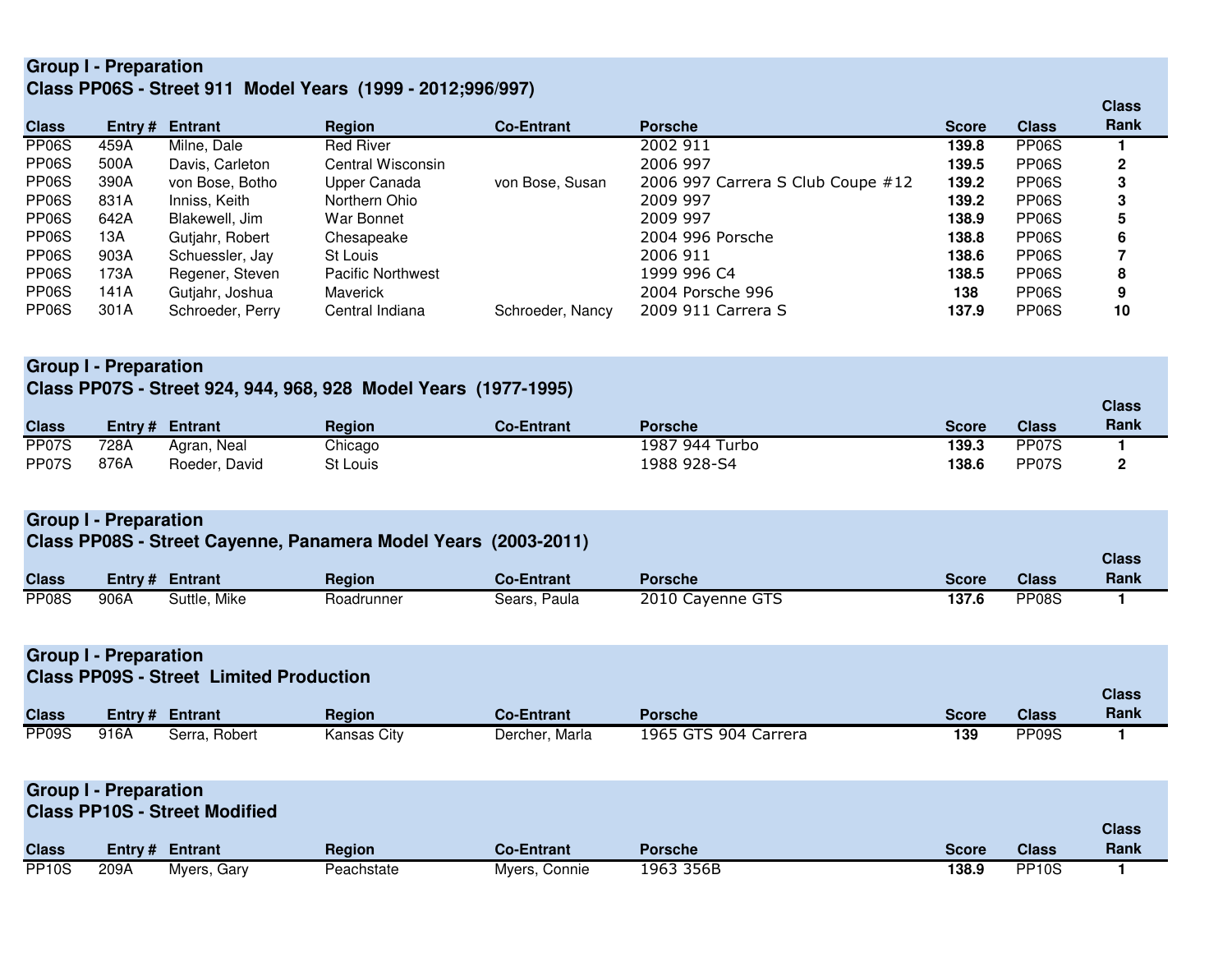## Group I - Preparation
### Class PP06S - Street 911 Model Years (1999 - 2012;996/997)

| Class | Entry # | Entrant | Region | Co-Entrant | Porsche | Score | Class | Class Rank |
|---|---|---|---|---|---|---|---|---|
| PP06S | 459A | Milne, Dale | Red River | | 2002 911 | **139.8** | PP06S | **1** |
| PP06S | 500A | Davis, Carleton | Central Wisconsin | | 2006 997 | **139.5** | PP06S | **2** |
| PP06S | 390A | von Bose, Botho | Upper Canada | von Bose, Susan | 2006 997 Carrera S Club Coupe #12 | **139.2** | PP06S | **3** |
| PP06S | 831A | Inniss, Keith | Northern Ohio | | 2009 997 | **139.2** | PP06S | **3** |
| PP06S | 642A | Blakewell, Jim | War Bonnet | | 2009 997 | **138.9** | PP06S | **5** |
| PP06S | 13A | Gutjahr, Robert | Chesapeake | | 2004 996 Porsche | **138.8** | PP06S | **6** |
| PP06S | 903A | Schuessler, Jay | St Louis | | 2006 911 | **138.6** | PP06S | **7** |
| PP06S | 173A | Regener, Steven | Pacific Northwest | | 1999 996 C4 | **138.5** | PP06S | **8** |
| PP06S | 141A | Gutjahr, Joshua | Maverick | | 2004 Porsche 996 | **138** | PP06S | **9** |
| PP06S | 301A | Schroeder, Perry | Central Indiana | Schroeder, Nancy | 2009 911 Carrera S | **137.9** | PP06S | **10** |

## Group I - Preparation
### Class PP07S - Street 924, 944, 968, 928 Model Years (1977-1995)

| Class | Entry # | Entrant | Region | Co-Entrant | Porsche | Score | Class | Class Rank |
|---|---|---|---|---|---|---|---|---|
| PP07S | 728A | Agran, Neal | Chicago | | 1987 944 Turbo | **139.3** | PP07S | **1** |
| PP07S | 876A | Roeder, David | St Louis | | 1988 928-S4 | **138.6** | PP07S | **2** |

## Group I - Preparation
### Class PP08S - Street Cayenne, Panamera Model Years (2003-2011)

| Class | Entry # | Entrant | Region | Co-Entrant | Porsche | Score | Class | Class Rank |
|---|---|---|---|---|---|---|---|---|
| PP08S | 906A | Suttle, Mike | Roadrunner | Sears, Paula | 2010 Cayenne GTS | **137.6** | PP08S | **1** |

## Group I - Preparation
### Class PP09S - Street Limited Production

| Class | Entry # | Entrant | Region | Co-Entrant | Porsche | Score | Class | Class Rank |
|---|---|---|---|---|---|---|---|---|
| PP09S | 916A | Serra, Robert | Kansas City | Dercher, Marla | 1965 GTS 904 Carrera | **139** | PP09S | **1** |

## Group I - Preparation
### Class PP10S - Street Modified

| Class | Entry # | Entrant | Region | Co-Entrant | Porsche | Score | Class | Class Rank |
|---|---|---|---|---|---|---|---|---|
| PP10S | 209A | Myers, Gary | Peachstate | Myers, Connie | 1963 356B | **138.9** | PP10S | **1** |